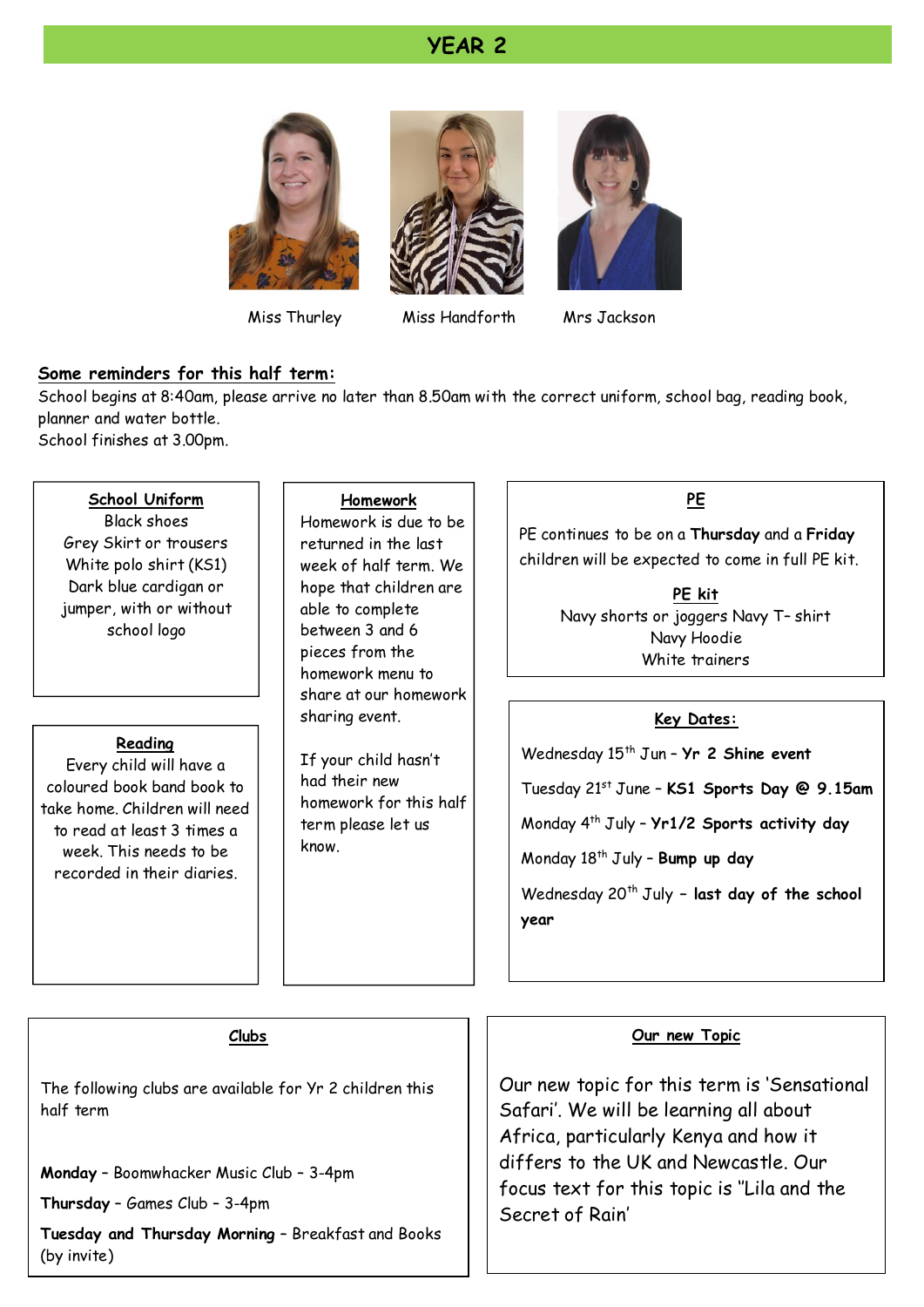# YEAR 2

Miss Thurley    Miss Handforth    Mrs Jackson

**Some reminders for this half term:**

School begins at 8:40am, please arrive no later than 8.50am with the correct uniform, school bag, reading book, planner and water bottle.
School finishes at 3.00pm.

**School Uniform**

Black shoes
Grey Skirt or trousers
White polo shirt (KS1)
Dark blue cardigan or jumper, with or without school logo

**Reading**

Every child will have a coloured book band book to take home. Children will need to read at least 3 times a week. This needs to be recorded in their diaries.

**Homework**

Homework is due to be returned in the last week of half term. We hope that children are able to complete between 3 and 6 pieces from the homework menu to share at our homework sharing event.

If your child hasn't had their new homework for this half term please let us know.

**PE**

PE continues to be on a **Thursday** and a **Friday** children will be expected to come in full PE kit.

**PE kit**

Navy shorts or joggers Navy T- shirt
Navy Hoodie
White trainers

**Key Dates:**

Wednesday 15th Jun – **Yr 2 Shine event**

Tuesday 21st June – **KS1 Sports Day @ 9.15am**

Monday 4th July – **Yr1/2 Sports activity day**

Monday 18th July – **Bump up day**

Wednesday 20th July – **last day of the school year**

**Clubs**

The following clubs are available for Yr 2 children this half term

**Monday** – Boomwhacker Music Club – 3-4pm

**Thursday** – Games Club – 3-4pm

**Tuesday and Thursday Morning** – Breakfast and Books (by invite)

**Our new Topic**

Our new topic for this term is 'Sensational Safari'. We will be learning all about Africa, particularly Kenya and how it differs to the UK and Newcastle. Our focus text for this topic is "Lila and the Secret of Rain'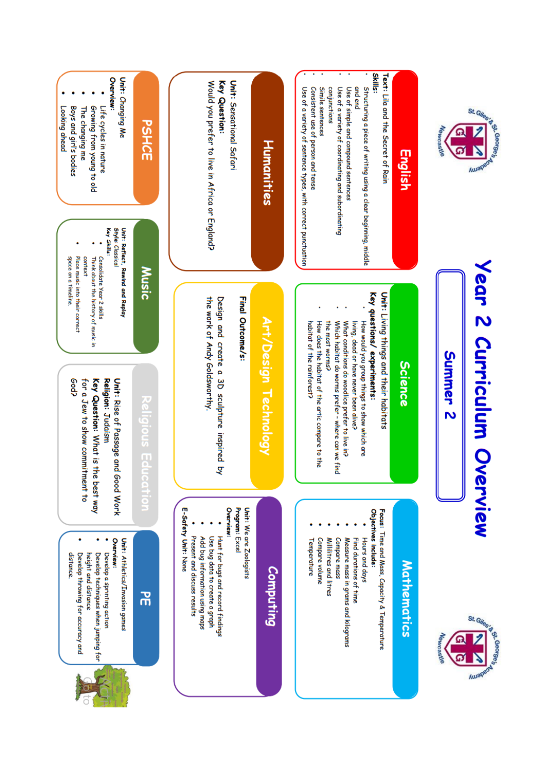# Year 2 Curriculum Overview

## Summer 2

## English

**Text:** Lila and the Secret of Rain

**Skills:**

- Structuring a piece of writing using a clear beginning, middle and end
- Use of simple and compound sentences
- Use of a variety of coordinating and subordinating conjunctions
- Simile sentences
- Consistent use of person and tense
- Use of a variety of sentence types, with correct punctuation

## Science

**Unit:** Living things and their habitats

**Key questions/ experiments:**

- How would you group things to show which are living, dead or have never been alive?
- What conditions do woodlice prefer to live in?
- Which habitat do worms prefer – where can we find the most worms?
- How does the habitat of the artic compare to the habitat of the rainforest?

## Mathematics

**Focus:** Time and Mass, Capacity & Temperature

**Objectives include:**

- Hours and days
- Find durations of time
- Measure mass in grams and kilograms
- Compare mass
- Millilitres and litres
- Compare volume
- Temperature

## Humanities

**Unit:** Sensational Safari

**Key Question:**

Would you prefer to live in Africa or England?

## Art/Design Technology

**Final Outcome/s:**

Design and create a 3D sculpture inspired by the work of Andy Goldsworthy.

## Computing

**Unit:** We are Zoologists

**Program:** Excel

**Overview:**

- Hunt for bugs and record findings
- Use bug data to create a graph
- Add bug information using maps
- Present and discuss results

**E-Safety Unit:** None

## PSHCE

**Unit:** Changing Me

**Overview:**

- Life cycles in nature
- Growing from young to old
- The changing me
- Boys and girl's bodies
- Looking ahead

## Music

**Unit:** Reflect, Rewind and Replay

**Style:** Classical

**Key Skills:**

- Consolidate Year 2 skills
- Think about the history of music in context
- Place music into their correct space on a timeline.

## Religious Education

**Unit:** Rise of Passage and Good Work

**Religion:** Judaism

**Key Question:** What is the best way for a Jew to show commitment to God?

## PE

**Unit:** Athletics/Invasion games

**Overview:**

- Develop a sprinting action
- Develop techniques when jumping for height and distance
- Develop throwing for accuracy and distance.